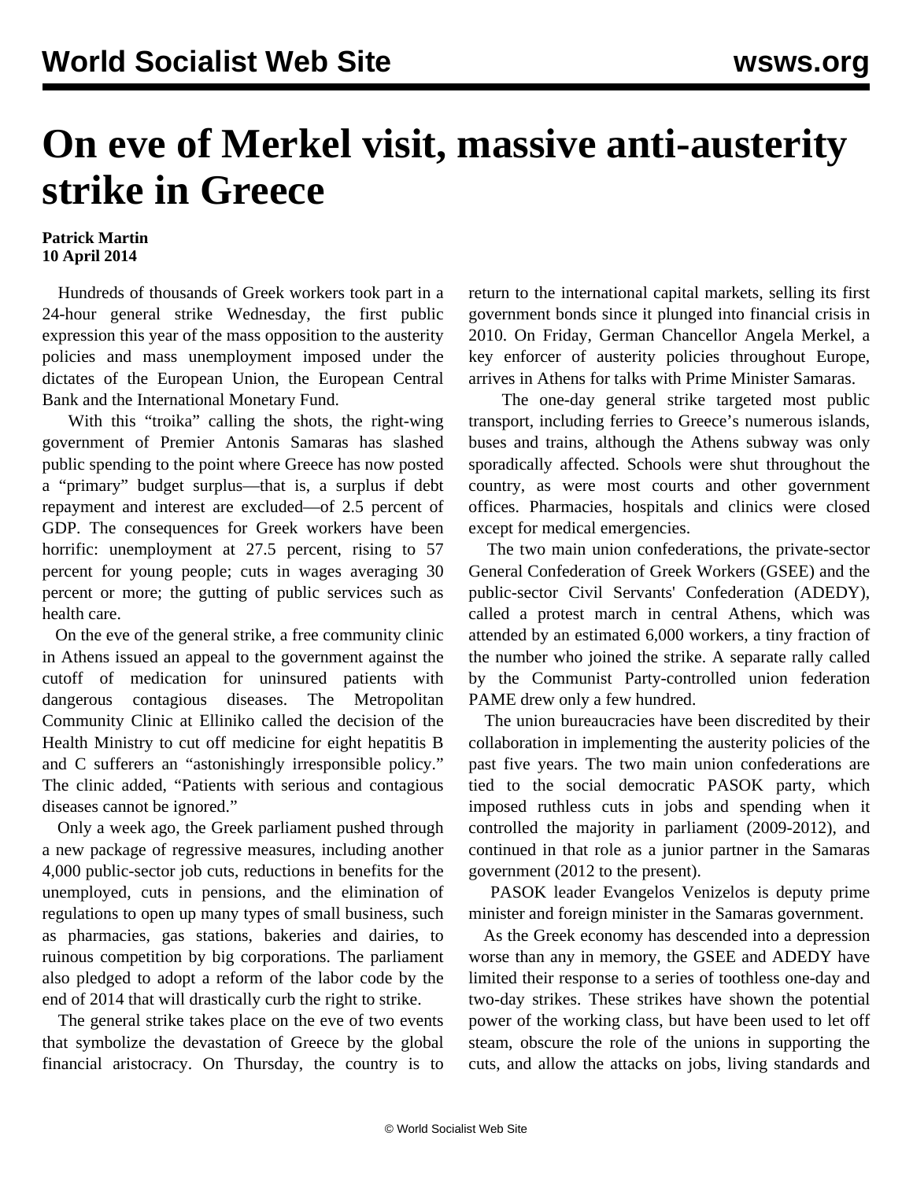# On eve of Merkel visit, massive anti-austerity strike in Greece

**Patrick Martin**
**10 April 2014**

Hundreds of thousands of Greek workers took part in a 24-hour general strike Wednesday, the first public expression this year of the mass opposition to the austerity policies and mass unemployment imposed under the dictates of the European Union, the European Central Bank and the International Monetary Fund.

With this "troika" calling the shots, the right-wing government of Premier Antonis Samaras has slashed public spending to the point where Greece has now posted a "primary" budget surplus—that is, a surplus if debt repayment and interest are excluded—of 2.5 percent of GDP. The consequences for Greek workers have been horrific: unemployment at 27.5 percent, rising to 57 percent for young people; cuts in wages averaging 30 percent or more; the gutting of public services such as health care.

On the eve of the general strike, a free community clinic in Athens issued an appeal to the government against the cutoff of medication for uninsured patients with dangerous contagious diseases. The Metropolitan Community Clinic at Elliniko called the decision of the Health Ministry to cut off medicine for eight hepatitis B and C sufferers an "astonishingly irresponsible policy." The clinic added, "Patients with serious and contagious diseases cannot be ignored."

Only a week ago, the Greek parliament pushed through a new package of regressive measures, including another 4,000 public-sector job cuts, reductions in benefits for the unemployed, cuts in pensions, and the elimination of regulations to open up many types of small business, such as pharmacies, gas stations, bakeries and dairies, to ruinous competition by big corporations. The parliament also pledged to adopt a reform of the labor code by the end of 2014 that will drastically curb the right to strike.

The general strike takes place on the eve of two events that symbolize the devastation of Greece by the global financial aristocracy. On Thursday, the country is to return to the international capital markets, selling its first government bonds since it plunged into financial crisis in 2010. On Friday, German Chancellor Angela Merkel, a key enforcer of austerity policies throughout Europe, arrives in Athens for talks with Prime Minister Samaras.

The one-day general strike targeted most public transport, including ferries to Greece's numerous islands, buses and trains, although the Athens subway was only sporadically affected. Schools were shut throughout the country, as were most courts and other government offices. Pharmacies, hospitals and clinics were closed except for medical emergencies.

The two main union confederations, the private-sector General Confederation of Greek Workers (GSEE) and the public-sector Civil Servants' Confederation (ADEDY), called a protest march in central Athens, which was attended by an estimated 6,000 workers, a tiny fraction of the number who joined the strike. A separate rally called by the Communist Party-controlled union federation PAME drew only a few hundred.

The union bureaucracies have been discredited by their collaboration in implementing the austerity policies of the past five years. The two main union confederations are tied to the social democratic PASOK party, which imposed ruthless cuts in jobs and spending when it controlled the majority in parliament (2009-2012), and continued in that role as a junior partner in the Samaras government (2012 to the present).

PASOK leader Evangelos Venizelos is deputy prime minister and foreign minister in the Samaras government.

As the Greek economy has descended into a depression worse than any in memory, the GSEE and ADEDY have limited their response to a series of toothless one-day and two-day strikes. These strikes have shown the potential power of the working class, but have been used to let off steam, obscure the role of the unions in supporting the cuts, and allow the attacks on jobs, living standards and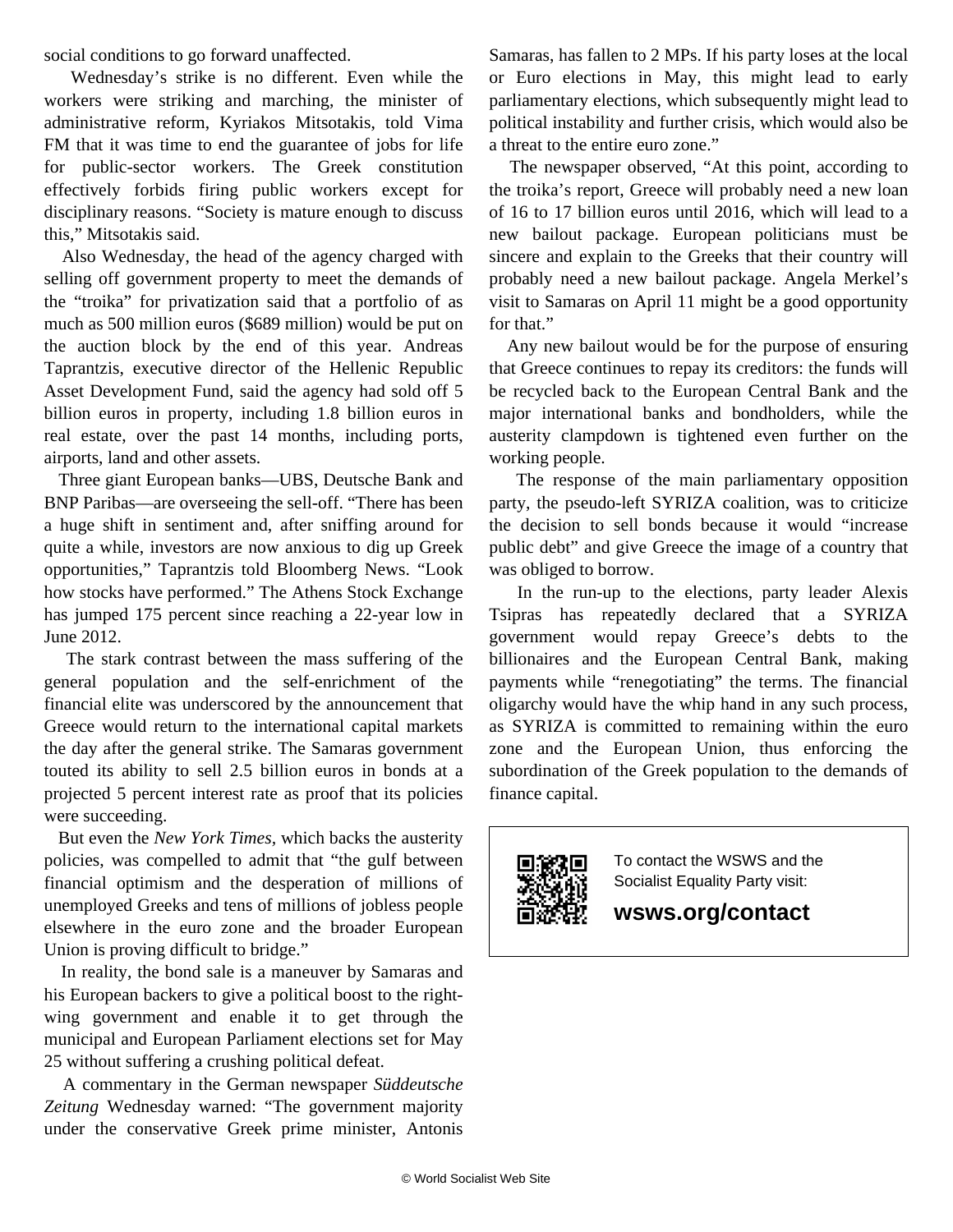social conditions to go forward unaffected.

Wednesday's strike is no different. Even while the workers were striking and marching, the minister of administrative reform, Kyriakos Mitsotakis, told Vima FM that it was time to end the guarantee of jobs for life for public-sector workers. The Greek constitution effectively forbids firing public workers except for disciplinary reasons. "Society is mature enough to discuss this," Mitsotakis said.

Also Wednesday, the head of the agency charged with selling off government property to meet the demands of the "troika" for privatization said that a portfolio of as much as 500 million euros ($689 million) would be put on the auction block by the end of this year. Andreas Taprantzis, executive director of the Hellenic Republic Asset Development Fund, said the agency had sold off 5 billion euros in property, including 1.8 billion euros in real estate, over the past 14 months, including ports, airports, land and other assets.

Three giant European banks—UBS, Deutsche Bank and BNP Paribas—are overseeing the sell-off. "There has been a huge shift in sentiment and, after sniffing around for quite a while, investors are now anxious to dig up Greek opportunities," Taprantzis told Bloomberg News. "Look how stocks have performed." The Athens Stock Exchange has jumped 175 percent since reaching a 22-year low in June 2012.

The stark contrast between the mass suffering of the general population and the self-enrichment of the financial elite was underscored by the announcement that Greece would return to the international capital markets the day after the general strike. The Samaras government touted its ability to sell 2.5 billion euros in bonds at a projected 5 percent interest rate as proof that its policies were succeeding.

But even the *New York Times*, which backs the austerity policies, was compelled to admit that "the gulf between financial optimism and the desperation of millions of unemployed Greeks and tens of millions of jobless people elsewhere in the euro zone and the broader European Union is proving difficult to bridge."

In reality, the bond sale is a maneuver by Samaras and his European backers to give a political boost to the right-wing government and enable it to get through the municipal and European Parliament elections set for May 25 without suffering a crushing political defeat.

A commentary in the German newspaper *Süddeutsche Zeitung* Wednesday warned: "The government majority under the conservative Greek prime minister, Antonis Samaras, has fallen to 2 MPs. If his party loses at the local or Euro elections in May, this might lead to early parliamentary elections, which subsequently might lead to political instability and further crisis, which would also be a threat to the entire euro zone."

The newspaper observed, "At this point, according to the troika's report, Greece will probably need a new loan of 16 to 17 billion euros until 2016, which will lead to a new bailout package. European politicians must be sincere and explain to the Greeks that their country will probably need a new bailout package. Angela Merkel's visit to Samaras on April 11 might be a good opportunity for that."

Any new bailout would be for the purpose of ensuring that Greece continues to repay its creditors: the funds will be recycled back to the European Central Bank and the major international banks and bondholders, while the austerity clampdown is tightened even further on the working people.

The response of the main parliamentary opposition party, the pseudo-left SYRIZA coalition, was to criticize the decision to sell bonds because it would "increase public debt" and give Greece the image of a country that was obliged to borrow.

In the run-up to the elections, party leader Alexis Tsipras has repeatedly declared that a SYRIZA government would repay Greece's debts to the billionaires and the European Central Bank, making payments while "renegotiating" the terms. The financial oligarchy would have the whip hand in any such process, as SYRIZA is committed to remaining within the euro zone and the European Union, thus enforcing the subordination of the Greek population to the demands of finance capital.

To contact the WSWS and the Socialist Equality Party visit:

**wsws.org/contact**